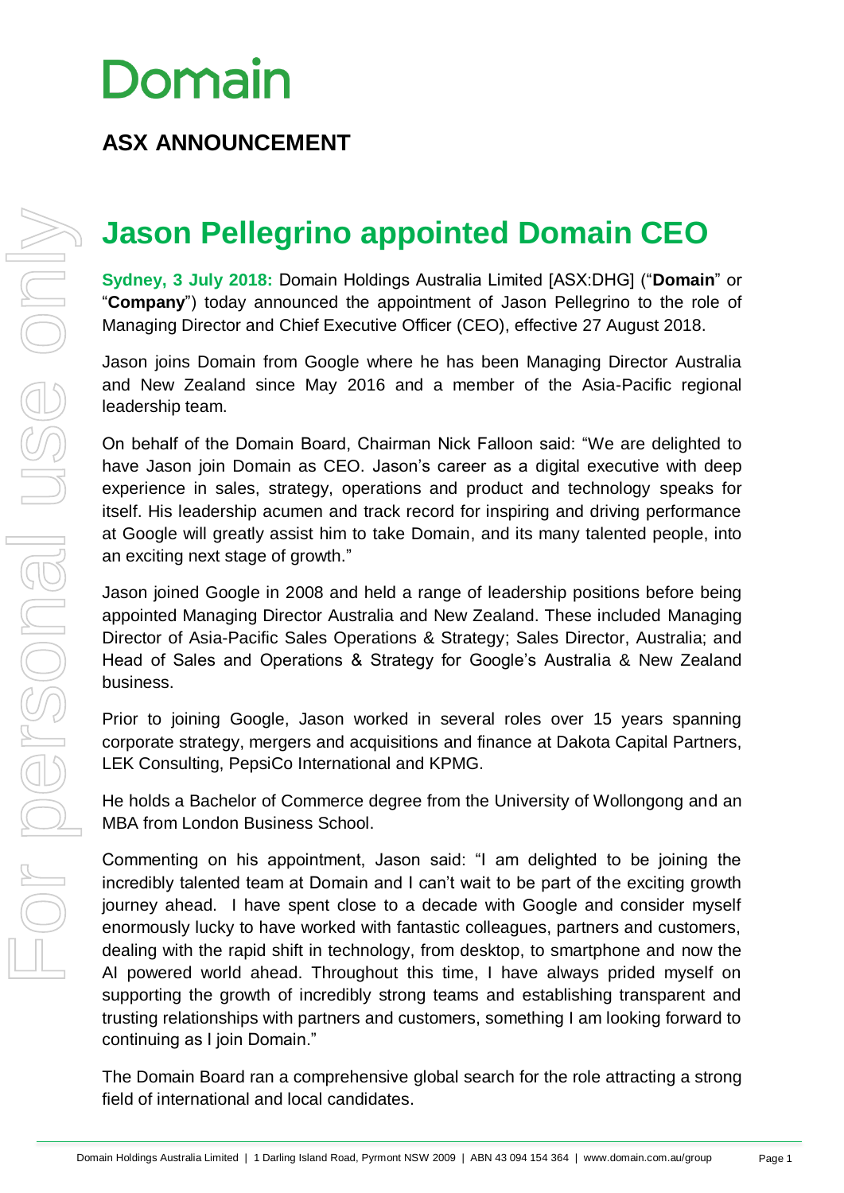# Domain

## ASX ANNOUNCEMENT

# Jason Pellegrino appointed Domain CEO

**Sydney, 3 July 2018:** Domain Holdings Australia Limited [ASX:DHG] ("**Domain**" or "**Company**") today announced the appointment of Jason Pellegrino to the role of Managing Director and Chief Executive Officer (CEO), effective 27 August 2018.

Jason joins Domain from Google where he has been Managing Director Australia and New Zealand since May 2016 and a member of the Asia-Pacific regional leadership team.

On behalf of the Domain Board, Chairman Nick Falloon said: "We are delighted to have Jason join Domain as CEO. Jason's career as a digital executive with deep experience in sales, strategy, operations and product and technology speaks for itself. His leadership acumen and track record for inspiring and driving performance at Google will greatly assist him to take Domain, and its many talented people, into an exciting next stage of growth."

Jason joined Google in 2008 and held a range of leadership positions before being appointed Managing Director Australia and New Zealand. These included Managing Director of Asia-Pacific Sales Operations & Strategy; Sales Director, Australia; and Head of Sales and Operations & Strategy for Google's Australia & New Zealand business.

Prior to joining Google, Jason worked in several roles over 15 years spanning corporate strategy, mergers and acquisitions and finance at Dakota Capital Partners, LEK Consulting, PepsiCo International and KPMG.

He holds a Bachelor of Commerce degree from the University of Wollongong and an MBA from London Business School.

Commenting on his appointment, Jason said: "I am delighted to be joining the incredibly talented team at Domain and I can't wait to be part of the exciting growth journey ahead. I have spent close to a decade with Google and consider myself enormously lucky to have worked with fantastic colleagues, partners and customers, dealing with the rapid shift in technology, from desktop, to smartphone and now the AI powered world ahead. Throughout this time, I have always prided myself on supporting the growth of incredibly strong teams and establishing transparent and trusting relationships with partners and customers, something I am looking forward to continuing as I join Domain."

The Domain Board ran a comprehensive global search for the role attracting a strong field of international and local candidates.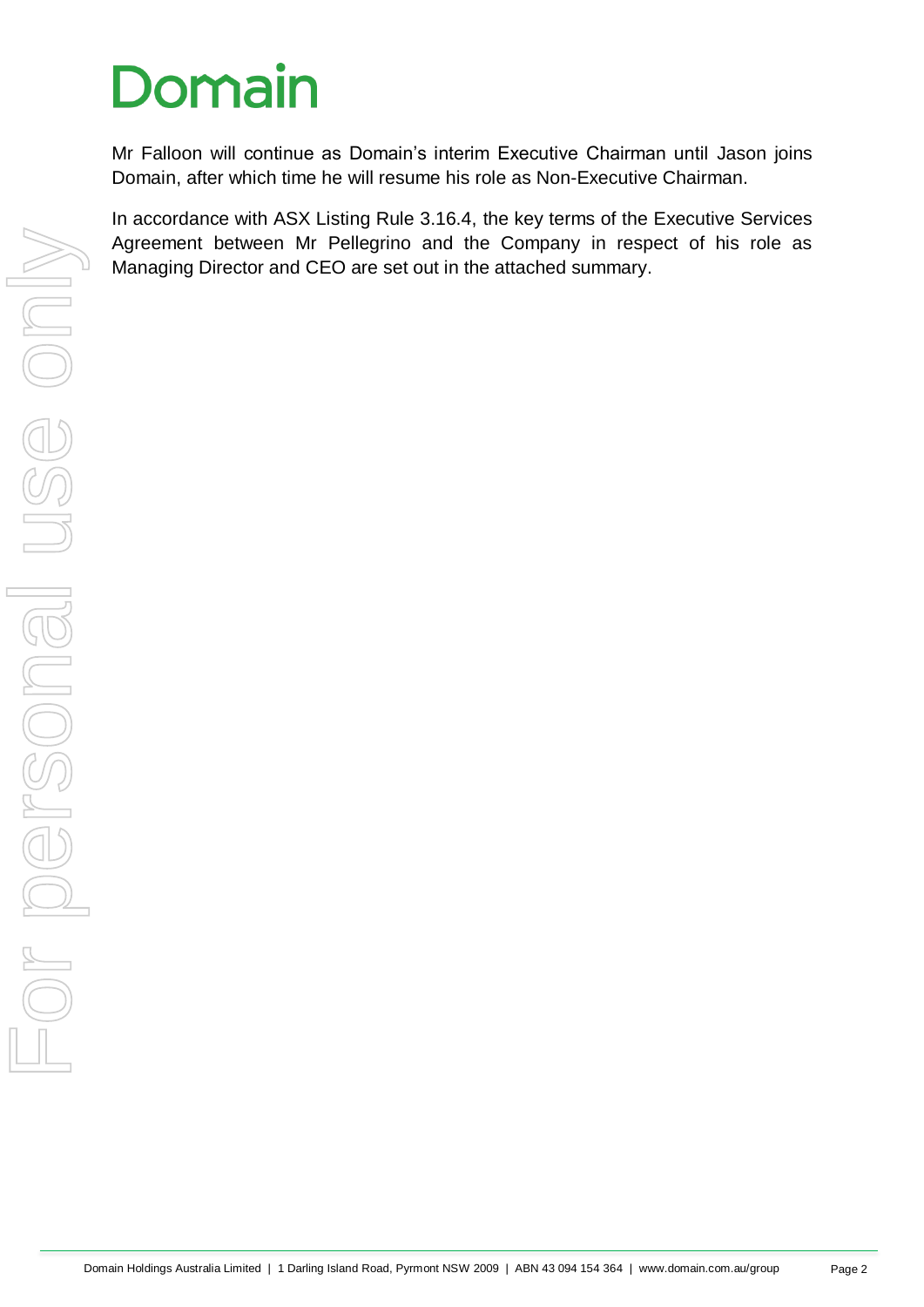Mr Falloon will continue as Domain's interim Executive Chairman until Jason joins Domain, after which time he will resume his role as Non-Executive Chairman.

In accordance with ASX Listing Rule 3.16.4, the key terms of the Executive Services Agreement between Mr Pellegrino and the Company in respect of his role as Managing Director and CEO are set out in the attached summary.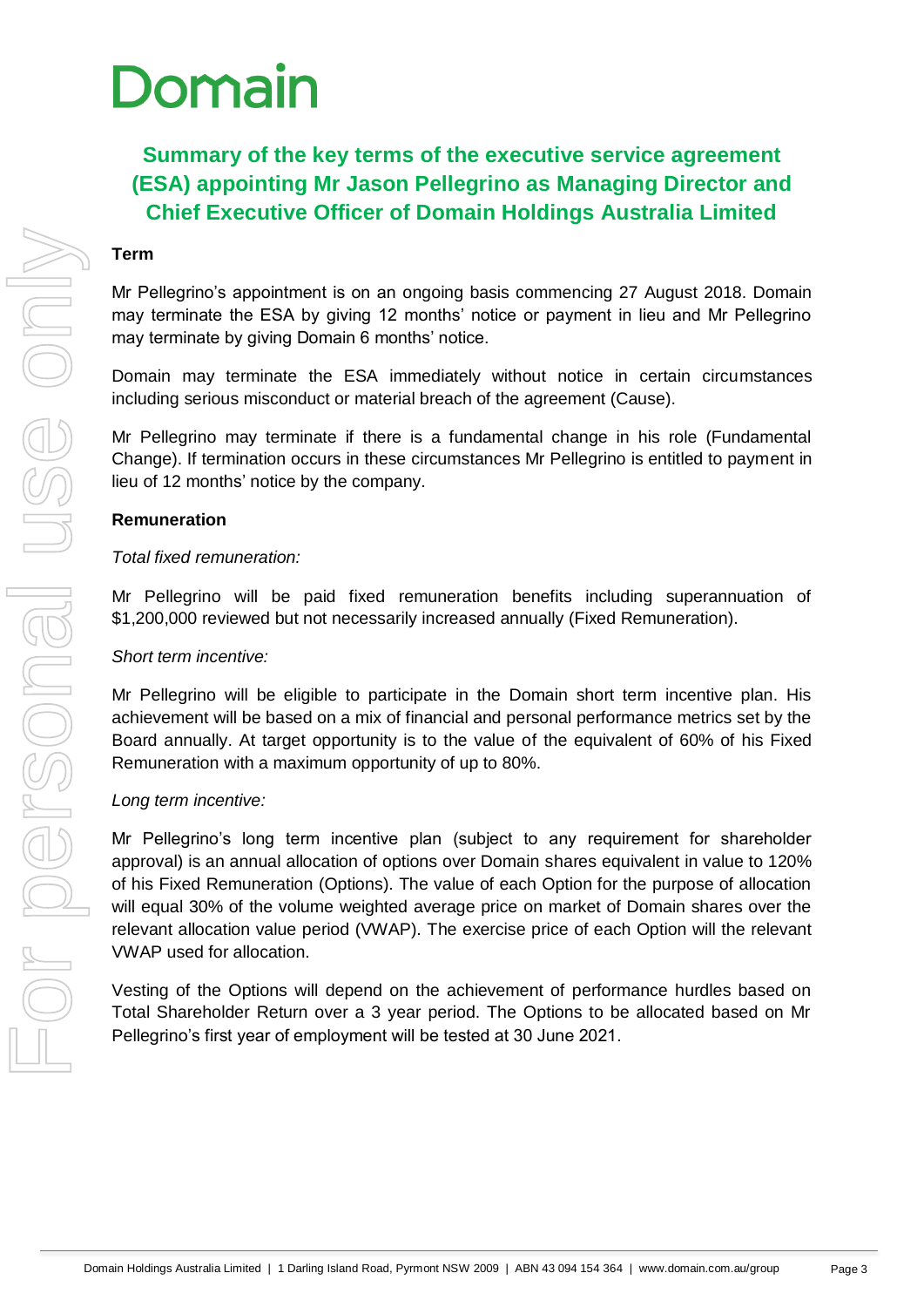# Domain

## Summary of the key terms of the executive service agreement (ESA) appointing Mr Jason Pellegrino as Managing Director and Chief Executive Officer of Domain Holdings Australia Limited

### Term

Mr Pellegrino's appointment is on an ongoing basis commencing 27 August 2018. Domain may terminate the ESA by giving 12 months' notice or payment in lieu and Mr Pellegrino may terminate by giving Domain 6 months' notice.

Domain may terminate the ESA immediately without notice in certain circumstances including serious misconduct or material breach of the agreement (Cause).

Mr Pellegrino may terminate if there is a fundamental change in his role (Fundamental Change). If termination occurs in these circumstances Mr Pellegrino is entitled to payment in lieu of 12 months' notice by the company.

### Remuneration

*Total fixed remuneration:*

Mr Pellegrino will be paid fixed remuneration benefits including superannuation of $1,200,000 reviewed but not necessarily increased annually (Fixed Remuneration).

*Short term incentive:*

Mr Pellegrino will be eligible to participate in the Domain short term incentive plan. His achievement will be based on a mix of financial and personal performance metrics set by the Board annually. At target opportunity is to the value of the equivalent of 60% of his Fixed Remuneration with a maximum opportunity of up to 80%.

*Long term incentive:*

Mr Pellegrino's long term incentive plan (subject to any requirement for shareholder approval) is an annual allocation of options over Domain shares equivalent in value to 120% of his Fixed Remuneration (Options). The value of each Option for the purpose of allocation will equal 30% of the volume weighted average price on market of Domain shares over the relevant allocation value period (VWAP). The exercise price of each Option will the relevant VWAP used for allocation.

Vesting of the Options will depend on the achievement of performance hurdles based on Total Shareholder Return over a 3 year period. The Options to be allocated based on Mr Pellegrino's first year of employment will be tested at 30 June 2021.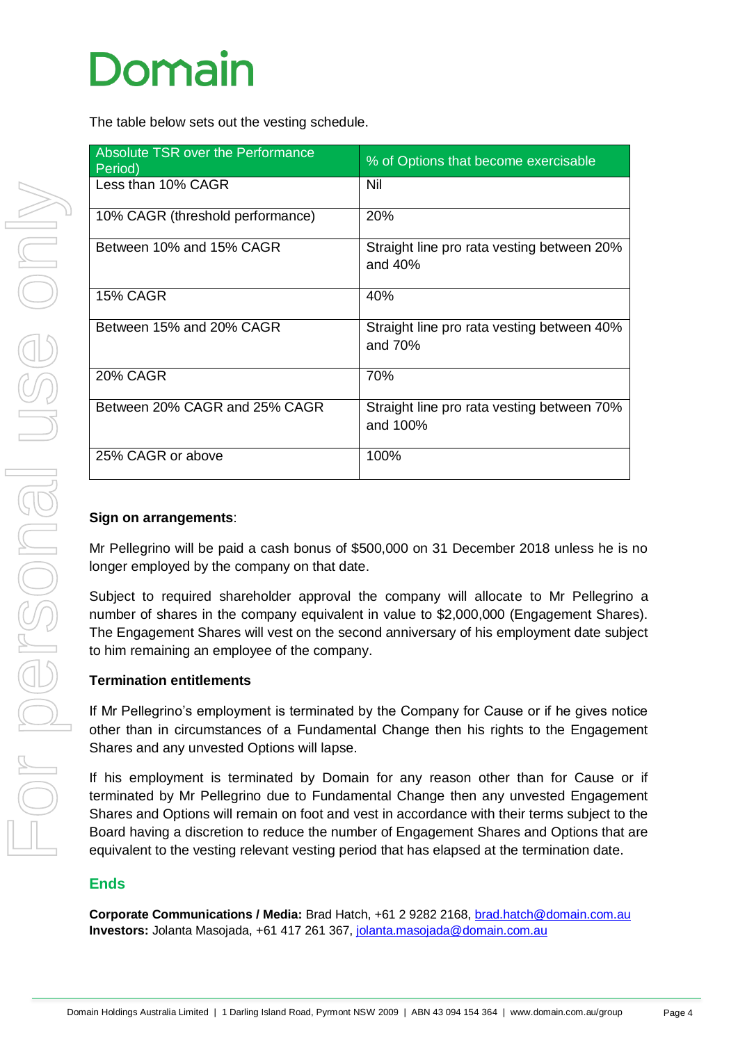The table below sets out the vesting schedule.

| Absolute TSR over the Performance Period) | % of Options that become exercisable |
|---|---|
| Less than 10% CAGR | Nil |
| 10% CAGR (threshold performance) | 20% |
| Between 10% and 15% CAGR | Straight line pro rata vesting between 20% and 40% |
| 15% CAGR | 40% |
| Between 15% and 20% CAGR | Straight line pro rata vesting between 40% and 70% |
| 20% CAGR | 70% |
| Between 20% CAGR and 25% CAGR | Straight line pro rata vesting between 70% and 100% |
| 25% CAGR or above | 100% |

**Sign on arrangements**:

Mr Pellegrino will be paid a cash bonus of $500,000 on 31 December 2018 unless he is no longer employed by the company on that date.

Subject to required shareholder approval the company will allocate to Mr Pellegrino a number of shares in the company equivalent in value to $2,000,000 (Engagement Shares). The Engagement Shares will vest on the second anniversary of his employment date subject to him remaining an employee of the company.

**Termination entitlements**

If Mr Pellegrino's employment is terminated by the Company for Cause or if he gives notice other than in circumstances of a Fundamental Change then his rights to the Engagement Shares and any unvested Options will lapse.

If his employment is terminated by Domain for any reason other than for Cause or if terminated by Mr Pellegrino due to Fundamental Change then any unvested Engagement Shares and Options will remain on foot and vest in accordance with their terms subject to the Board having a discretion to reduce the number of Engagement Shares and Options that are equivalent to the vesting relevant vesting period that has elapsed at the termination date.

## Ends

**Corporate Communications / Media:** Brad Hatch, +61 2 9282 2168, brad.hatch@domain.com.au
**Investors:** Jolanta Masojada, +61 417 261 367, jolanta.masojada@domain.com.au